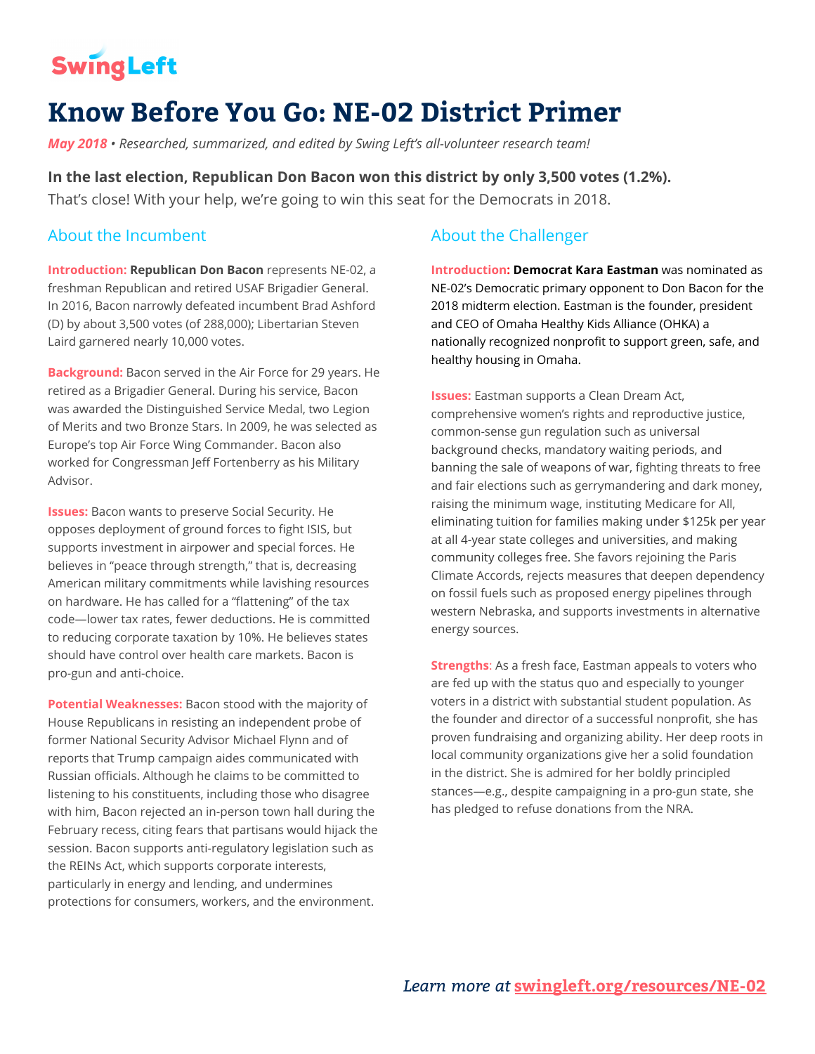SwingLeft

# Know Before You Go: NE-02 District Primer

*May 2018 • Researched, summarized, and edited by Swing Left's all-volunteer research team!*

**In the last election, Republican Don Bacon won this district by only 3,500 votes (1.2%).**
That's close! With your help, we're going to win this seat for the Democrats in 2018.

## About the Incumbent

**Introduction:** **Republican Don Bacon** represents NE-02, a freshman Republican and retired USAF Brigadier General. In 2016, Bacon narrowly defeated incumbent Brad Ashford (D) by about 3,500 votes (of 288,000); Libertarian Steven Laird garnered nearly 10,000 votes.

**Background:** Bacon served in the Air Force for 29 years. He retired as a Brigadier General. During his service, Bacon was awarded the Distinguished Service Medal, two Legion of Merits and two Bronze Stars. In 2009, he was selected as Europe's top Air Force Wing Commander. Bacon also worked for Congressman Jeff Fortenberry as his Military Advisor.

**Issues:** Bacon wants to preserve Social Security. He opposes deployment of ground forces to fight ISIS, but supports investment in airpower and special forces. He believes in "peace through strength," that is, decreasing American military commitments while lavishing resources on hardware. He has called for a "flattening" of the tax code—lower tax rates, fewer deductions. He is committed to reducing corporate taxation by 10%. He believes states should have control over health care markets. Bacon is pro-gun and anti-choice.

**Potential Weaknesses:** Bacon stood with the majority of House Republicans in resisting an independent probe of former National Security Advisor Michael Flynn and of reports that Trump campaign aides communicated with Russian officials. Although he claims to be committed to listening to his constituents, including those who disagree with him, Bacon rejected an in-person town hall during the February recess, citing fears that partisans would hijack the session. Bacon supports anti-regulatory legislation such as the REINs Act, which supports corporate interests, particularly in energy and lending, and undermines protections for consumers, workers, and the environment.

## About the Challenger

**Introduction:** **Democrat Kara Eastman** was nominated as NE-02's Democratic primary opponent to Don Bacon for the 2018 midterm election. Eastman is the founder, president and CEO of Omaha Healthy Kids Alliance (OHKA) a nationally recognized nonprofit to support green, safe, and healthy housing in Omaha.

**Issues:** Eastman supports a Clean Dream Act, comprehensive women's rights and reproductive justice, common-sense gun regulation such as universal background checks, mandatory waiting periods, and banning the sale of weapons of war, fighting threats to free and fair elections such as gerrymandering and dark money, raising the minimum wage, instituting Medicare for All, eliminating tuition for families making under $125k per year at all 4-year state colleges and universities, and making community colleges free. She favors rejoining the Paris Climate Accords, rejects measures that deepen dependency on fossil fuels such as proposed energy pipelines through western Nebraska, and supports investments in alternative energy sources.

**Strengths:** As a fresh face, Eastman appeals to voters who are fed up with the status quo and especially to younger voters in a district with substantial student population. As the founder and director of a successful nonprofit, she has proven fundraising and organizing ability. Her deep roots in local community organizations give her a solid foundation in the district. She is admired for her boldly principled stances—e.g., despite campaigning in a pro-gun state, she has pledged to refuse donations from the NRA.

*Learn more at* [swingleft.org/resources/NE-02](swingleft.org/resources/NE-02)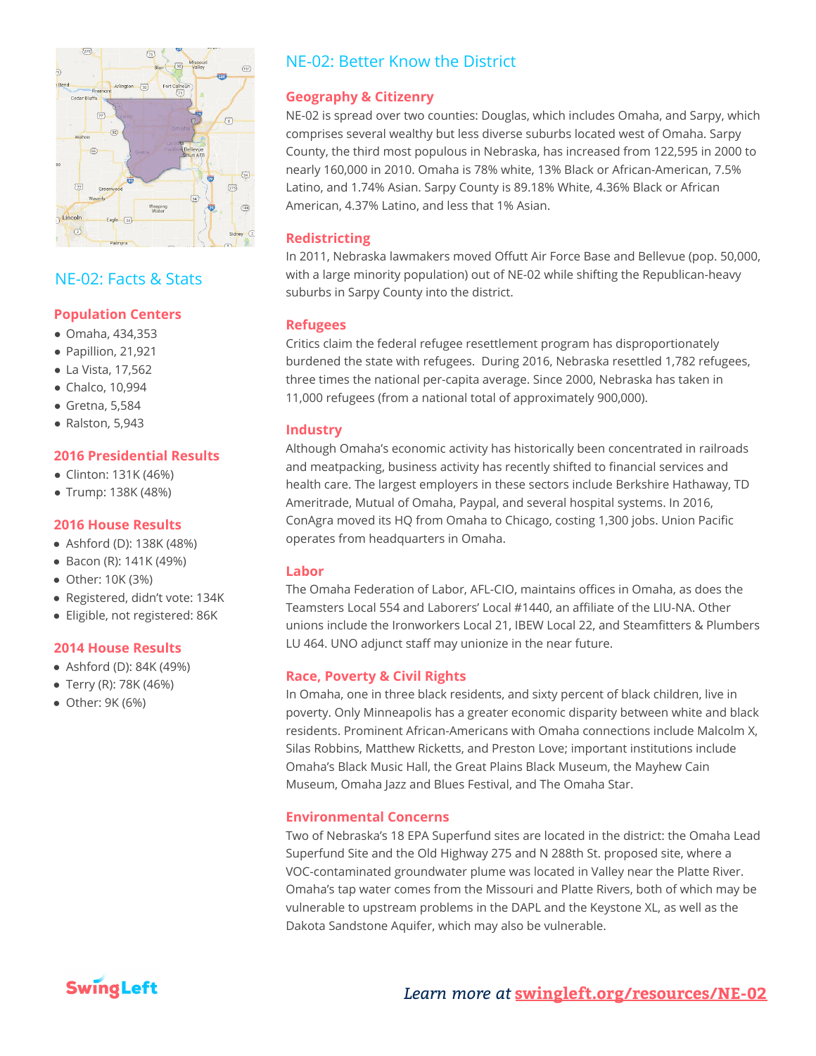## NE-02: Facts & Stats

### Population Centers

- Omaha, 434,353
- Papillion, 21,921
- La Vista, 17,562
- Chalco, 10,994
- Gretna, 5,584
- Ralston, 5,943

### 2016 Presidential Results

- Clinton: 131K (46%)
- Trump: 138K (48%)

### 2016 House Results

- Ashford (D): 138K (48%)
- Bacon (R): 141K (49%)
- Other: 10K (3%)
- Registered, didn't vote: 134K
- Eligible, not registered: 86K

### 2014 House Results

- Ashford (D): 84K (49%)
- Terry (R): 78K (46%)
- Other: 9K (6%)

## NE-02: Better Know the District

### Geography & Citizenry

NE-02 is spread over two counties: Douglas, which includes Omaha, and Sarpy, which comprises several wealthy but less diverse suburbs located west of Omaha. Sarpy County, the third most populous in Nebraska, has increased from 122,595 in 2000 to nearly 160,000 in 2010. Omaha is 78% white, 13% Black or African-American, 7.5% Latino, and 1.74% Asian. Sarpy County is 89.18% White, 4.36% Black or African American, 4.37% Latino, and less that 1% Asian.

### Redistricting

In 2011, Nebraska lawmakers moved Offutt Air Force Base and Bellevue (pop. 50,000, with a large minority population) out of NE-02 while shifting the Republican-heavy suburbs in Sarpy County into the district.

### Refugees

Critics claim the federal refugee resettlement program has disproportionately burdened the state with refugees. During 2016, Nebraska resettled 1,782 refugees, three times the national per-capita average. Since 2000, Nebraska has taken in 11,000 refugees (from a national total of approximately 900,000).

### Industry

Although Omaha's economic activity has historically been concentrated in railroads and meatpacking, business activity has recently shifted to financial services and health care. The largest employers in these sectors include Berkshire Hathaway, TD Ameritrade, Mutual of Omaha, Paypal, and several hospital systems. In 2016, ConAgra moved its HQ from Omaha to Chicago, costing 1,300 jobs. Union Pacific operates from headquarters in Omaha.

### Labor

The Omaha Federation of Labor, AFL-CIO, maintains offices in Omaha, as does the Teamsters Local 554 and Laborers' Local #1440, an affiliate of the LIU-NA. Other unions include the Ironworkers Local 21, IBEW Local 22, and Steamfitters & Plumbers LU 464. UNO adjunct staff may unionize in the near future.

### Race, Poverty & Civil Rights

In Omaha, one in three black residents, and sixty percent of black children, live in poverty. Only Minneapolis has a greater economic disparity between white and black residents. Prominent African-Americans with Omaha connections include Malcolm X, Silas Robbins, Matthew Ricketts, and Preston Love; important institutions include Omaha's Black Music Hall, the Great Plains Black Museum, the Mayhew Cain Museum, Omaha Jazz and Blues Festival, and The Omaha Star.

### Environmental Concerns

Two of Nebraska's 18 EPA Superfund sites are located in the district: the Omaha Lead Superfund Site and the Old Highway 275 and N 288th St. proposed site, where a VOC-contaminated groundwater plume was located in Valley near the Platte River. Omaha's tap water comes from the Missouri and Platte Rivers, both of which may be vulnerable to upstream problems in the DAPL and the Keystone XL, as well as the Dakota Sandstone Aquifer, which may also be vulnerable.

SwingLeft

*Learn more at* swingleft.org/resources/NE-02